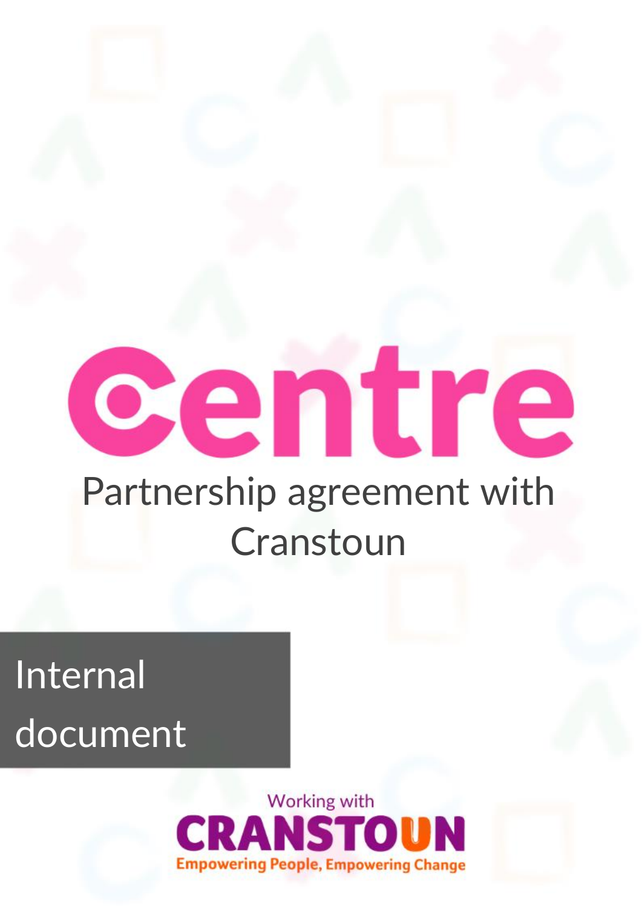# Centre

## Partnership agreement with Cranstoun

Internal document

Working with

**CRANSTOUN**

Empowering People, Empowering Change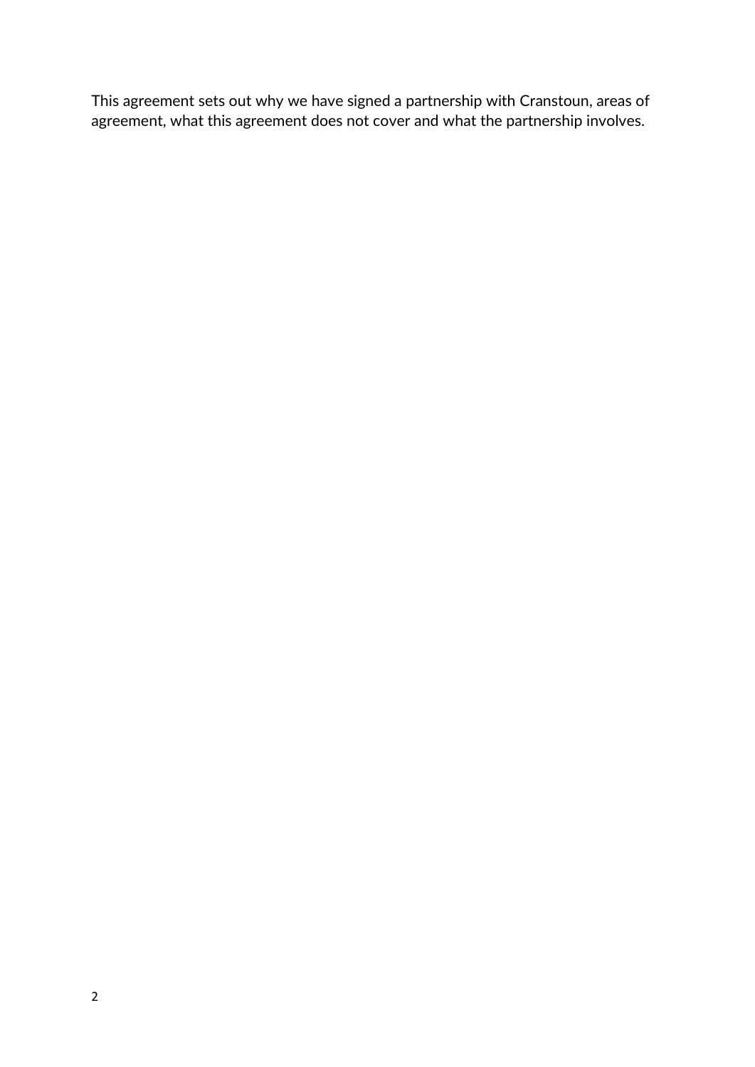This agreement sets out why we have signed a partnership with Cranstoun, areas of agreement, what this agreement does not cover and what the partnership involves.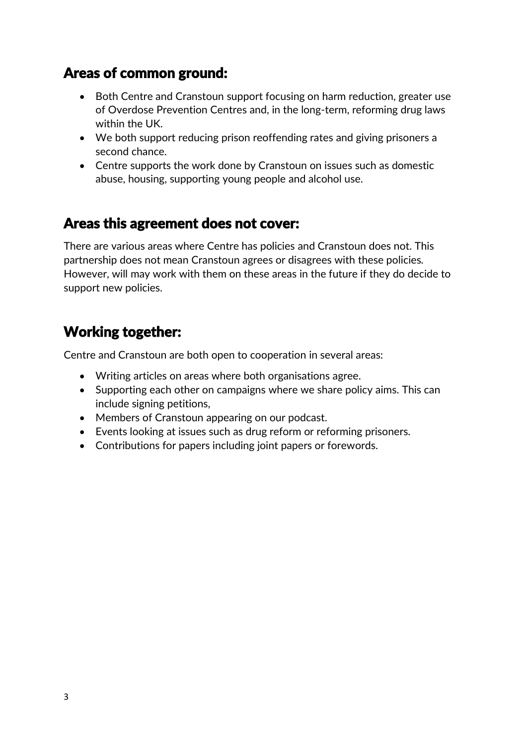## Areas of common ground:

- Both Centre and Cranstoun support focusing on harm reduction, greater use of Overdose Prevention Centres and, in the long-term, reforming drug laws within the UK.
- We both support reducing prison reoffending rates and giving prisoners a second chance.
- Centre supports the work done by Cranstoun on issues such as domestic abuse, housing, supporting young people and alcohol use.

## Areas this agreement does not cover:

There are various areas where Centre has policies and Cranstoun does not. This partnership does not mean Cranstoun agrees or disagrees with these policies. However, will may work with them on these areas in the future if they do decide to support new policies.

## Working together:

Centre and Cranstoun are both open to cooperation in several areas:

- Writing articles on areas where both organisations agree.
- Supporting each other on campaigns where we share policy aims. This can include signing petitions,
- Members of Cranstoun appearing on our podcast.
- Events looking at issues such as drug reform or reforming prisoners.
- Contributions for papers including joint papers or forewords.